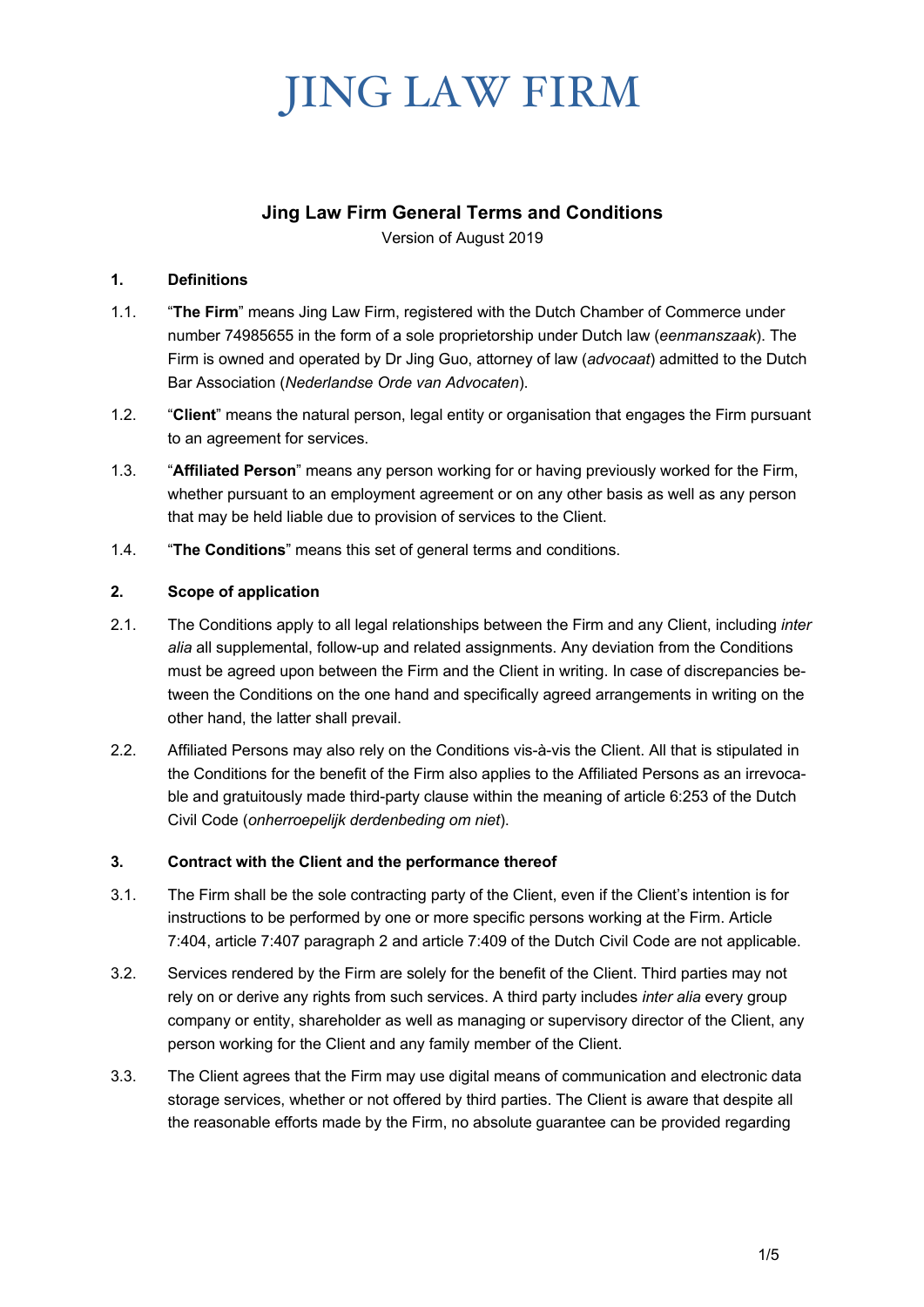# JING LAW FIRM

## Jing Law Firm General Terms and Conditions

Version of August 2019

### 1. Definitions

1.1. "**The Firm**" means Jing Law Firm, registered with the Dutch Chamber of Commerce under number 74985655 in the form of a sole proprietorship under Dutch law (*eenmanszaak*). The Firm is owned and operated by Dr Jing Guo, attorney of law (*advocaat*) admitted to the Dutch Bar Association (*Nederlandse Orde van Advocaten*).

1.2. "**Client**" means the natural person, legal entity or organisation that engages the Firm pursuant to an agreement for services.

1.3. "**Affiliated Person**" means any person working for or having previously worked for the Firm, whether pursuant to an employment agreement or on any other basis as well as any person that may be held liable due to provision of services to the Client.

1.4. "**The Conditions**" means this set of general terms and conditions.

### 2. Scope of application

2.1. The Conditions apply to all legal relationships between the Firm and any Client, including *inter alia* all supplemental, follow-up and related assignments. Any deviation from the Conditions must be agreed upon between the Firm and the Client in writing. In case of discrepancies between the Conditions on the one hand and specifically agreed arrangements in writing on the other hand, the latter shall prevail.

2.2. Affiliated Persons may also rely on the Conditions vis-à-vis the Client. All that is stipulated in the Conditions for the benefit of the Firm also applies to the Affiliated Persons as an irrevocable and gratuitously made third-party clause within the meaning of article 6:253 of the Dutch Civil Code (*onherroepelijk derdenbeding om niet*).

### 3. Contract with the Client and the performance thereof

3.1. The Firm shall be the sole contracting party of the Client, even if the Client's intention is for instructions to be performed by one or more specific persons working at the Firm. Article 7:404, article 7:407 paragraph 2 and article 7:409 of the Dutch Civil Code are not applicable.

3.2. Services rendered by the Firm are solely for the benefit of the Client. Third parties may not rely on or derive any rights from such services. A third party includes *inter alia* every group company or entity, shareholder as well as managing or supervisory director of the Client, any person working for the Client and any family member of the Client.

3.3. The Client agrees that the Firm may use digital means of communication and electronic data storage services, whether or not offered by third parties. The Client is aware that despite all the reasonable efforts made by the Firm, no absolute guarantee can be provided regarding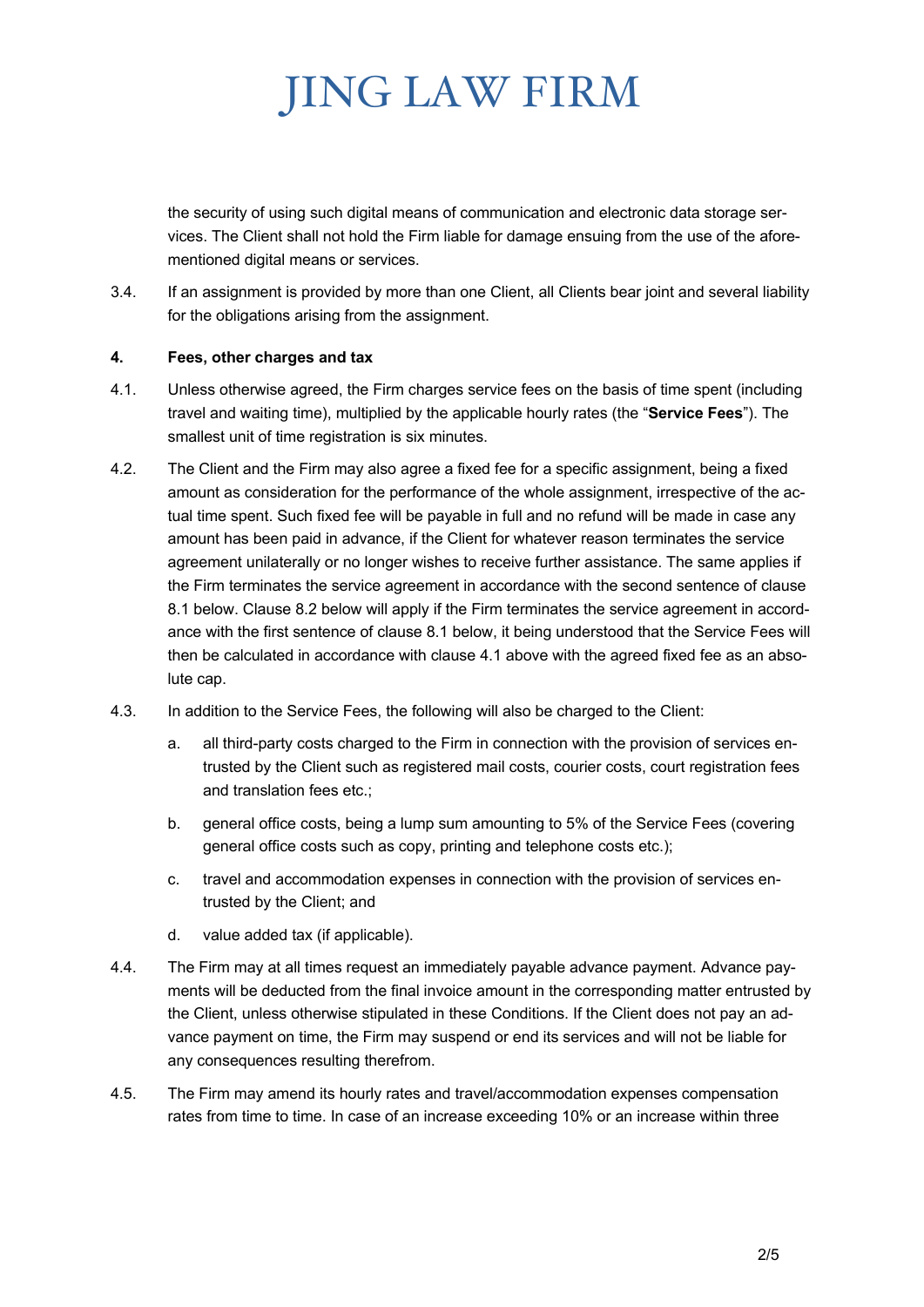the security of using such digital means of communication and electronic data storage services. The Client shall not hold the Firm liable for damage ensuing from the use of the aforementioned digital means or services.

3.4. If an assignment is provided by more than one Client, all Clients bear joint and several liability for the obligations arising from the assignment.

**4. Fees, other charges and tax**

4.1. Unless otherwise agreed, the Firm charges service fees on the basis of time spent (including travel and waiting time), multiplied by the applicable hourly rates (the "**Service Fees**"). The smallest unit of time registration is six minutes.

4.2. The Client and the Firm may also agree a fixed fee for a specific assignment, being a fixed amount as consideration for the performance of the whole assignment, irrespective of the actual time spent. Such fixed fee will be payable in full and no refund will be made in case any amount has been paid in advance, if the Client for whatever reason terminates the service agreement unilaterally or no longer wishes to receive further assistance. The same applies if the Firm terminates the service agreement in accordance with the second sentence of clause 8.1 below. Clause 8.2 below will apply if the Firm terminates the service agreement in accordance with the first sentence of clause 8.1 below, it being understood that the Service Fees will then be calculated in accordance with clause 4.1 above with the agreed fixed fee as an absolute cap.

4.3. In addition to the Service Fees, the following will also be charged to the Client:

a. all third-party costs charged to the Firm in connection with the provision of services entrusted by the Client such as registered mail costs, courier costs, court registration fees and translation fees etc.;

b. general office costs, being a lump sum amounting to 5% of the Service Fees (covering general office costs such as copy, printing and telephone costs etc.);

c. travel and accommodation expenses in connection with the provision of services entrusted by the Client; and

d. value added tax (if applicable).

4.4. The Firm may at all times request an immediately payable advance payment. Advance payments will be deducted from the final invoice amount in the corresponding matter entrusted by the Client, unless otherwise stipulated in these Conditions. If the Client does not pay an advance payment on time, the Firm may suspend or end its services and will not be liable for any consequences resulting therefrom.

4.5. The Firm may amend its hourly rates and travel/accommodation expenses compensation rates from time to time. In case of an increase exceeding 10% or an increase within three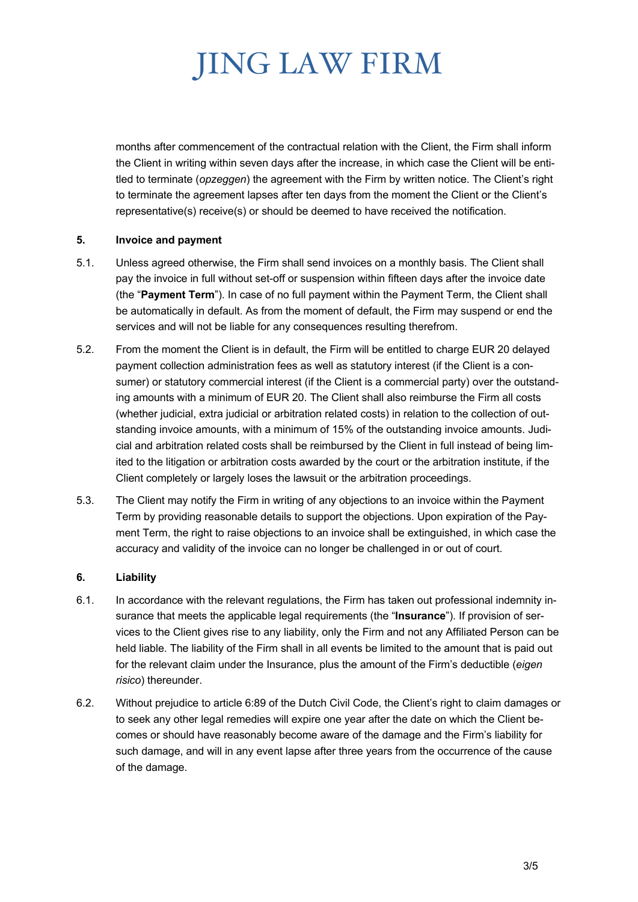months after commencement of the contractual relation with the Client, the Firm shall inform the Client in writing within seven days after the increase, in which case the Client will be entitled to terminate (*opzeggen*) the agreement with the Firm by written notice. The Client's right to terminate the agreement lapses after ten days from the moment the Client or the Client's representative(s) receive(s) or should be deemed to have received the notification.

**5. Invoice and payment**

5.1. Unless agreed otherwise, the Firm shall send invoices on a monthly basis. The Client shall pay the invoice in full without set-off or suspension within fifteen days after the invoice date (the "**Payment Term**"). In case of no full payment within the Payment Term, the Client shall be automatically in default. As from the moment of default, the Firm may suspend or end the services and will not be liable for any consequences resulting therefrom.

5.2. From the moment the Client is in default, the Firm will be entitled to charge EUR 20 delayed payment collection administration fees as well as statutory interest (if the Client is a consumer) or statutory commercial interest (if the Client is a commercial party) over the outstanding amounts with a minimum of EUR 20. The Client shall also reimburse the Firm all costs (whether judicial, extra judicial or arbitration related costs) in relation to the collection of outstanding invoice amounts, with a minimum of 15% of the outstanding invoice amounts. Judicial and arbitration related costs shall be reimbursed by the Client in full instead of being limited to the litigation or arbitration costs awarded by the court or the arbitration institute, if the Client completely or largely loses the lawsuit or the arbitration proceedings.

5.3. The Client may notify the Firm in writing of any objections to an invoice within the Payment Term by providing reasonable details to support the objections. Upon expiration of the Payment Term, the right to raise objections to an invoice shall be extinguished, in which case the accuracy and validity of the invoice can no longer be challenged in or out of court.

**6. Liability**

6.1. In accordance with the relevant regulations, the Firm has taken out professional indemnity insurance that meets the applicable legal requirements (the "**Insurance**"). If provision of services to the Client gives rise to any liability, only the Firm and not any Affiliated Person can be held liable. The liability of the Firm shall in all events be limited to the amount that is paid out for the relevant claim under the Insurance, plus the amount of the Firm's deductible (*eigen risico*) thereunder.

6.2. Without prejudice to article 6:89 of the Dutch Civil Code, the Client's right to claim damages or to seek any other legal remedies will expire one year after the date on which the Client becomes or should have reasonably become aware of the damage and the Firm's liability for such damage, and will in any event lapse after three years from the occurrence of the cause of the damage.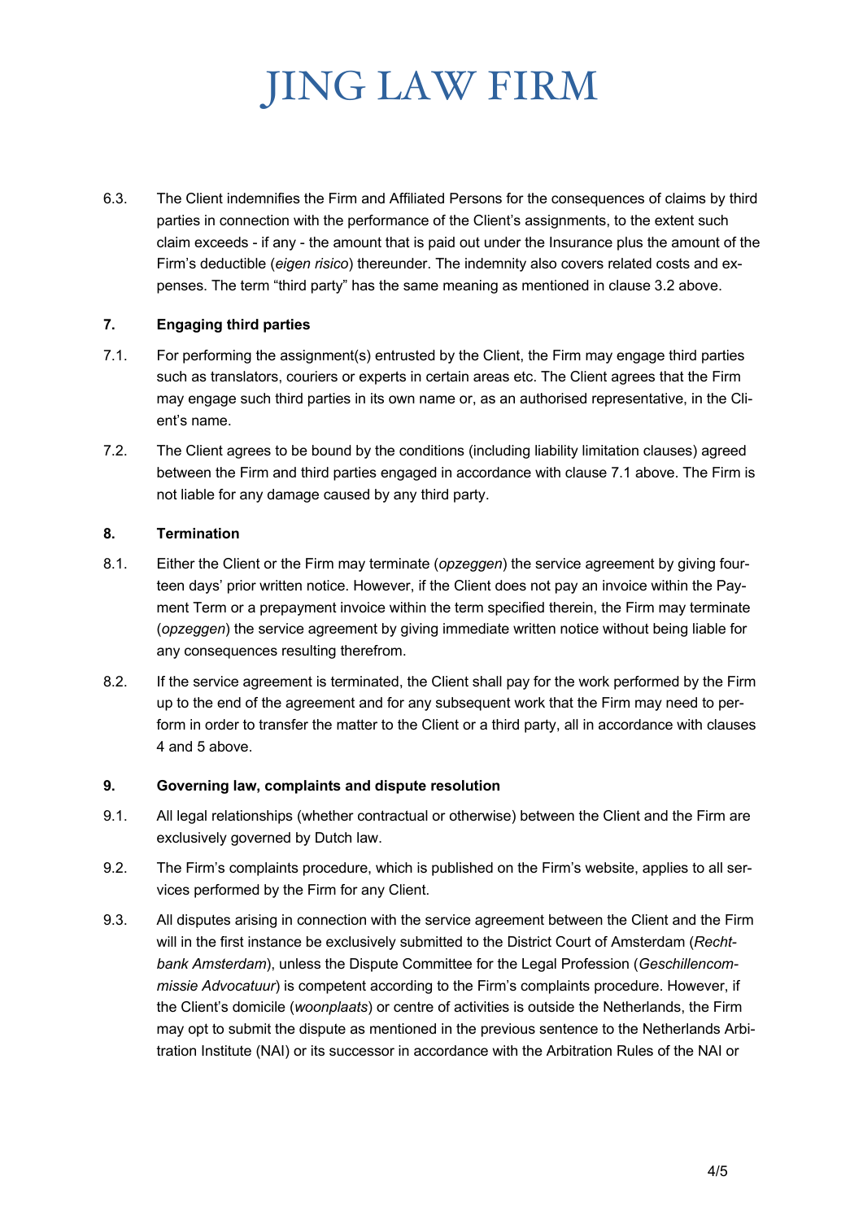6.3. The Client indemnifies the Firm and Affiliated Persons for the consequences of claims by third parties in connection with the performance of the Client's assignments, to the extent such claim exceeds - if any - the amount that is paid out under the Insurance plus the amount of the Firm's deductible (*eigen risico*) thereunder. The indemnity also covers related costs and expenses. The term "third party" has the same meaning as mentioned in clause 3.2 above.

**7. Engaging third parties**

7.1. For performing the assignment(s) entrusted by the Client, the Firm may engage third parties such as translators, couriers or experts in certain areas etc. The Client agrees that the Firm may engage such third parties in its own name or, as an authorised representative, in the Client's name.

7.2. The Client agrees to be bound by the conditions (including liability limitation clauses) agreed between the Firm and third parties engaged in accordance with clause 7.1 above. The Firm is not liable for any damage caused by any third party.

**8. Termination**

8.1. Either the Client or the Firm may terminate (*opzeggen*) the service agreement by giving fourteen days' prior written notice. However, if the Client does not pay an invoice within the Payment Term or a prepayment invoice within the term specified therein, the Firm may terminate (*opzeggen*) the service agreement by giving immediate written notice without being liable for any consequences resulting therefrom.

8.2. If the service agreement is terminated, the Client shall pay for the work performed by the Firm up to the end of the agreement and for any subsequent work that the Firm may need to perform in order to transfer the matter to the Client or a third party, all in accordance with clauses 4 and 5 above.

**9. Governing law, complaints and dispute resolution**

9.1. All legal relationships (whether contractual or otherwise) between the Client and the Firm are exclusively governed by Dutch law.

9.2. The Firm's complaints procedure, which is published on the Firm's website, applies to all services performed by the Firm for any Client.

9.3. All disputes arising in connection with the service agreement between the Client and the Firm will in the first instance be exclusively submitted to the District Court of Amsterdam (*Rechtbank Amsterdam*), unless the Dispute Committee for the Legal Profession (*Geschillencommissie Advocatuur*) is competent according to the Firm's complaints procedure. However, if the Client's domicile (*woonplaats*) or centre of activities is outside the Netherlands, the Firm may opt to submit the dispute as mentioned in the previous sentence to the Netherlands Arbitration Institute (NAI) or its successor in accordance with the Arbitration Rules of the NAI or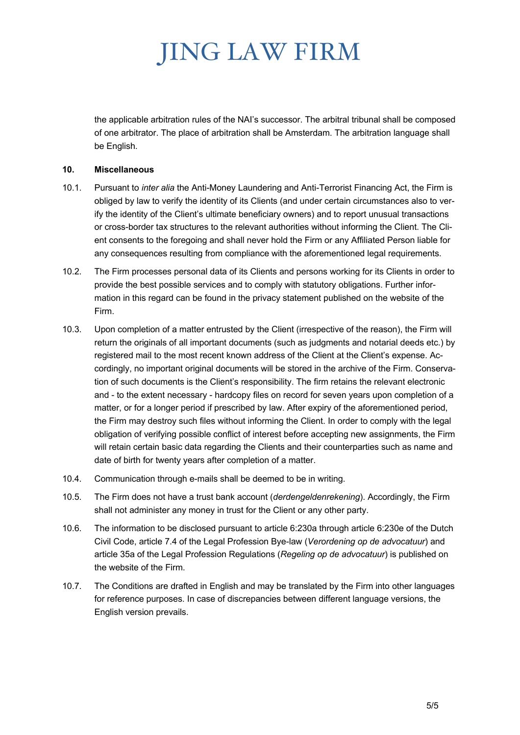the applicable arbitration rules of the NAI's successor. The arbitral tribunal shall be composed of one arbitrator. The place of arbitration shall be Amsterdam. The arbitration language shall be English.

**10. Miscellaneous**

10.1. Pursuant to *inter alia* the Anti-Money Laundering and Anti-Terrorist Financing Act, the Firm is obliged by law to verify the identity of its Clients (and under certain circumstances also to verify the identity of the Client's ultimate beneficiary owners) and to report unusual transactions or cross-border tax structures to the relevant authorities without informing the Client. The Client consents to the foregoing and shall never hold the Firm or any Affiliated Person liable for any consequences resulting from compliance with the aforementioned legal requirements.

10.2. The Firm processes personal data of its Clients and persons working for its Clients in order to provide the best possible services and to comply with statutory obligations. Further information in this regard can be found in the privacy statement published on the website of the Firm.

10.3. Upon completion of a matter entrusted by the Client (irrespective of the reason), the Firm will return the originals of all important documents (such as judgments and notarial deeds etc.) by registered mail to the most recent known address of the Client at the Client's expense. Accordingly, no important original documents will be stored in the archive of the Firm. Conservation of such documents is the Client's responsibility. The firm retains the relevant electronic and - to the extent necessary - hardcopy files on record for seven years upon completion of a matter, or for a longer period if prescribed by law. After expiry of the aforementioned period, the Firm may destroy such files without informing the Client. In order to comply with the legal obligation of verifying possible conflict of interest before accepting new assignments, the Firm will retain certain basic data regarding the Clients and their counterparties such as name and date of birth for twenty years after completion of a matter.

10.4. Communication through e-mails shall be deemed to be in writing.

10.5. The Firm does not have a trust bank account (*derdengeldenrekening*). Accordingly, the Firm shall not administer any money in trust for the Client or any other party.

10.6. The information to be disclosed pursuant to article 6:230a through article 6:230e of the Dutch Civil Code, article 7.4 of the Legal Profession Bye-law (*Verordening op de advocatuur*) and article 35a of the Legal Profession Regulations (*Regeling op de advocatuur*) is published on the website of the Firm.

10.7. The Conditions are drafted in English and may be translated by the Firm into other languages for reference purposes. In case of discrepancies between different language versions, the English version prevails.